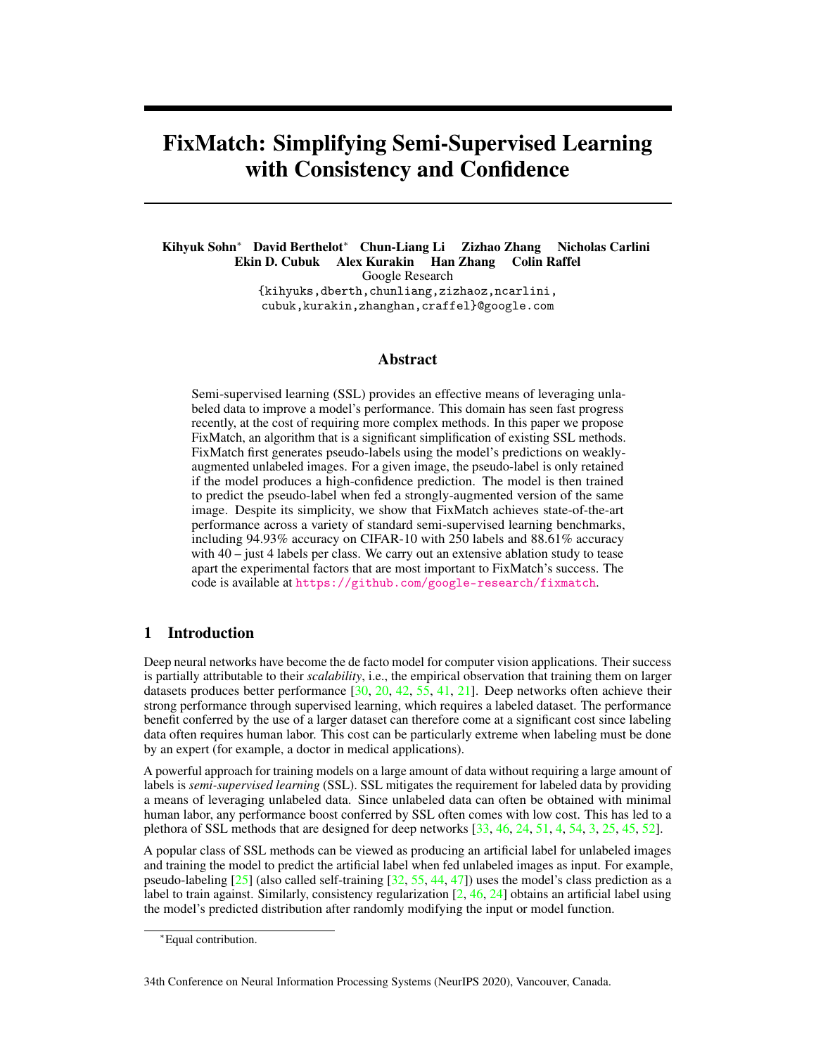# FixMatch: Simplifying Semi-Supervised Learning with Consistency and Confidence

**Kihyuk Sohn*** **David Berthelot*** **Chun-Liang Li** **Zizhao Zhang** **Nicholas Carlini**
**Ekin D. Cubuk** **Alex Kurakin** **Han Zhang** **Colin Raffel**
Google Research
{kihyuks,dberth,chunliang,zizhaoz,ncarlini,
cubuk,kurakin,zhanghan,craffel}@google.com

## Abstract

Semi-supervised learning (SSL) provides an effective means of leveraging unlabeled data to improve a model's performance. This domain has seen fast progress recently, at the cost of requiring more complex methods. In this paper we propose FixMatch, an algorithm that is a significant simplification of existing SSL methods. FixMatch first generates pseudo-labels using the model's predictions on weakly-augmented unlabeled images. For a given image, the pseudo-label is only retained if the model produces a high-confidence prediction. The model is then trained to predict the pseudo-label when fed a strongly-augmented version of the same image. Despite its simplicity, we show that FixMatch achieves state-of-the-art performance across a variety of standard semi-supervised learning benchmarks, including 94.93% accuracy on CIFAR-10 with 250 labels and 88.61% accuracy with 40 – just 4 labels per class. We carry out an extensive ablation study to tease apart the experimental factors that are most important to FixMatch's success. The code is available at https://github.com/google-research/fixmatch.

## 1 Introduction

Deep neural networks have become the de facto model for computer vision applications. Their success is partially attributable to their *scalability*, i.e., the empirical observation that training them on larger datasets produces better performance [30, 20, 42, 55, 41, 21]. Deep networks often achieve their strong performance through supervised learning, which requires a labeled dataset. The performance benefit conferred by the use of a larger dataset can therefore come at a significant cost since labeling data often requires human labor. This cost can be particularly extreme when labeling must be done by an expert (for example, a doctor in medical applications).

A powerful approach for training models on a large amount of data without requiring a large amount of labels is *semi-supervised learning* (SSL). SSL mitigates the requirement for labeled data by providing a means of leveraging unlabeled data. Since unlabeled data can often be obtained with minimal human labor, any performance boost conferred by SSL often comes with low cost. This has led to a plethora of SSL methods that are designed for deep networks [33, 46, 24, 51, 4, 54, 3, 25, 45, 52].

A popular class of SSL methods can be viewed as producing an artificial label for unlabeled images and training the model to predict the artificial label when fed unlabeled images as input. For example, pseudo-labeling [25] (also called self-training [32, 55, 44, 47]) uses the model's class prediction as a label to train against. Similarly, consistency regularization [2, 46, 24] obtains an artificial label using the model's predicted distribution after randomly modifying the input or model function.

*Equal contribution.

34th Conference on Neural Information Processing Systems (NeurIPS 2020), Vancouver, Canada.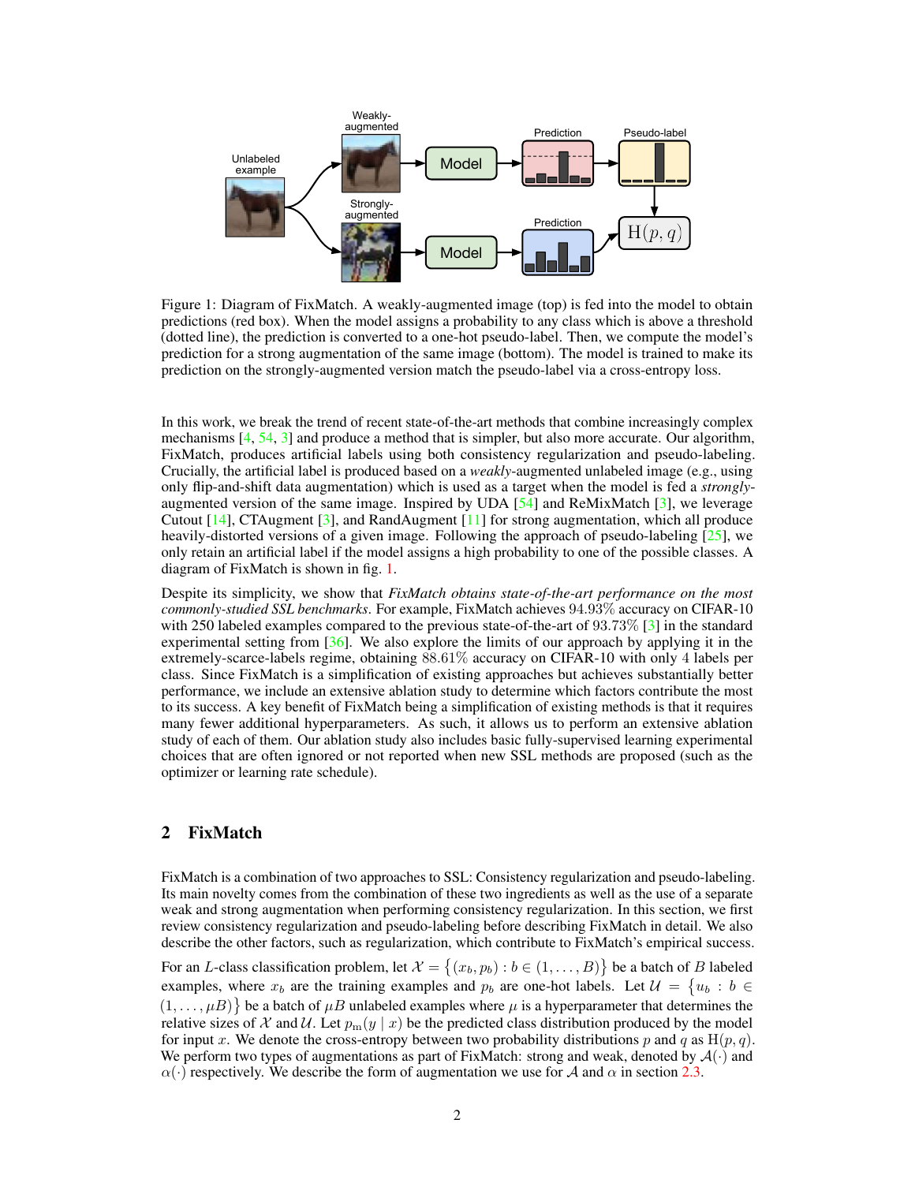Figure 1: Diagram of FixMatch. A weakly-augmented image (top) is fed into the model to obtain predictions (red box). When the model assigns a probability to any class which is above a threshold (dotted line), the prediction is converted to a one-hot pseudo-label. Then, we compute the model's prediction for a strong augmentation of the same image (bottom). The model is trained to make its prediction on the strongly-augmented version match the pseudo-label via a cross-entropy loss.

In this work, we break the trend of recent state-of-the-art methods that combine increasingly complex mechanisms [4, 54, 3] and produce a method that is simpler, but also more accurate. Our algorithm, FixMatch, produces artificial labels using both consistency regularization and pseudo-labeling. Crucially, the artificial label is produced based on a *weakly*-augmented unlabeled image (e.g., using only flip-and-shift data augmentation) which is used as a target when the model is fed a *strongly*-augmented version of the same image. Inspired by UDA [54] and ReMixMatch [3], we leverage Cutout [14], CTAugment [3], and RandAugment [11] for strong augmentation, which all produce heavily-distorted versions of a given image. Following the approach of pseudo-labeling [25], we only retain an artificial label if the model assigns a high probability to one of the possible classes. A diagram of FixMatch is shown in fig. 1.

Despite its simplicity, we show that *FixMatch obtains state-of-the-art performance on the most commonly-studied SSL benchmarks*. For example, FixMatch achieves 94.93% accuracy on CIFAR-10 with 250 labeled examples compared to the previous state-of-the-art of 93.73% [3] in the standard experimental setting from [36]. We also explore the limits of our approach by applying it in the extremely-scarce-labels regime, obtaining 88.61% accuracy on CIFAR-10 with only 4 labels per class. Since FixMatch is a simplification of existing approaches but achieves substantially better performance, we include an extensive ablation study to determine which factors contribute the most to its success. A key benefit of FixMatch being a simplification of existing methods is that it requires many fewer additional hyperparameters. As such, it allows us to perform an extensive ablation study of each of them. Our ablation study also includes basic fully-supervised learning experimental choices that are often ignored or not reported when new SSL methods are proposed (such as the optimizer or learning rate schedule).

## 2 FixMatch

FixMatch is a combination of two approaches to SSL: Consistency regularization and pseudo-labeling. Its main novelty comes from the combination of these two ingredients as well as the use of a separate weak and strong augmentation when performing consistency regularization. In this section, we first review consistency regularization and pseudo-labeling before describing FixMatch in detail. We also describe the other factors, such as regularization, which contribute to FixMatch's empirical success.

For an $L$-class classification problem, let $\mathcal{X} = \big\{(x_b, p_b) : b \in (1, \ldots, B)\big\}$ be a batch of $B$ labeled examples, where $x_b$ are the training examples and $p_b$ are one-hot labels. Let $\mathcal{U} = \big\{u_b : b \in (1, \ldots, \mu B)\big\}$ be a batch of $\mu B$ unlabeled examples where $\mu$ is a hyperparameter that determines the relative sizes of $\mathcal{X}$ and $\mathcal{U}$. Let $p_\mathrm{m}(y \mid x)$ be the predicted class distribution produced by the model for input $x$. We denote the cross-entropy between two probability distributions $p$ and $q$ as $\mathrm{H}(p, q)$. We perform two types of augmentations as part of FixMatch: strong and weak, denoted by $\mathcal{A}(\cdot)$ and $\alpha(\cdot)$ respectively. We describe the form of augmentation we use for $\mathcal{A}$ and $\alpha$ in section 2.3.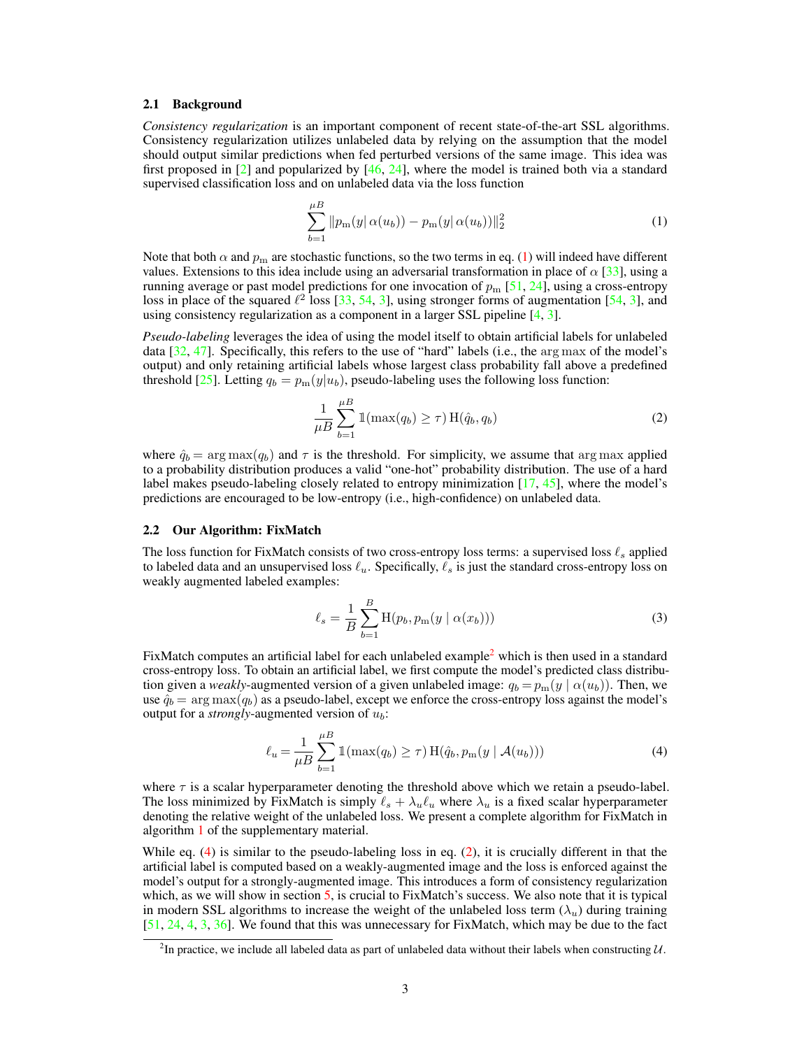### 2.1 Background

*Consistency regularization* is an important component of recent state-of-the-art SSL algorithms. Consistency regularization utilizes unlabeled data by relying on the assumption that the model should output similar predictions when fed perturbed versions of the same image. This idea was first proposed in [2] and popularized by [46, 24], where the model is trained both via a standard supervised classification loss and on unlabeled data via the loss function

$$\sum_{b=1}^{\mu B} \| p_{\mathrm{m}}(y|\, \alpha(u_b)) - p_{\mathrm{m}}(y|\, \alpha(u_b)) \|_2^2 \tag{1}$$

Note that both $\alpha$ and $p_{\mathrm{m}}$ are stochastic functions, so the two terms in eq. (1) will indeed have different values. Extensions to this idea include using an adversarial transformation in place of $\alpha$ [33], using a running average or past model predictions for one invocation of $p_{\mathrm{m}}$ [51, 24], using a cross-entropy loss in place of the squared $\ell^2$ loss [33, 54, 3], using stronger forms of augmentation [54, 3], and using consistency regularization as a component in a larger SSL pipeline [4, 3].

*Pseudo-labeling* leverages the idea of using the model itself to obtain artificial labels for unlabeled data [32, 47]. Specifically, this refers to the use of "hard" labels (i.e., the $\arg\max$ of the model's output) and only retaining artificial labels whose largest class probability fall above a predefined threshold [25]. Letting $q_b = p_{\mathrm{m}}(y|u_b)$, pseudo-labeling uses the following loss function:

$$\frac{1}{\mu B} \sum_{b=1}^{\mu B} \mathbb{1}(\max(q_b) \geq \tau)\, \mathrm{H}(\hat{q}_b, q_b) \tag{2}$$

where $\hat{q}_b = \arg\max(q_b)$ and $\tau$ is the threshold. For simplicity, we assume that $\arg\max$ applied to a probability distribution produces a valid "one-hot" probability distribution. The use of a hard label makes pseudo-labeling closely related to entropy minimization [17, 45], where the model's predictions are encouraged to be low-entropy (i.e., high-confidence) on unlabeled data.

### 2.2 Our Algorithm: FixMatch

The loss function for FixMatch consists of two cross-entropy loss terms: a supervised loss $\ell_s$ applied to labeled data and an unsupervised loss $\ell_u$. Specifically, $\ell_s$ is just the standard cross-entropy loss on weakly augmented labeled examples:

$$\ell_s = \frac{1}{B} \sum_{b=1}^{B} \mathrm{H}(p_b, p_{\mathrm{m}}(y \mid \alpha(x_b))) \tag{3}$$

FixMatch computes an artificial label for each unlabeled example[2] which is then used in a standard cross-entropy loss. To obtain an artificial label, we first compute the model's predicted class distribution given a *weakly*-augmented version of a given unlabeled image: $q_b = p_{\mathrm{m}}(y \mid \alpha(u_b))$. Then, we use $\hat{q}_b = \arg\max(q_b)$ as a pseudo-label, except we enforce the cross-entropy loss against the model's output for a *strongly*-augmented version of $u_b$:

$$\ell_u = \frac{1}{\mu B} \sum_{b=1}^{\mu B} \mathbb{1}(\max(q_b) \geq \tau)\, \mathrm{H}(\hat{q}_b, p_{\mathrm{m}}(y \mid \mathcal{A}(u_b))) \tag{4}$$

where $\tau$ is a scalar hyperparameter denoting the threshold above which we retain a pseudo-label. The loss minimized by FixMatch is simply $\ell_s + \lambda_u \ell_u$ where $\lambda_u$ is a fixed scalar hyperparameter denoting the relative weight of the unlabeled loss. We present a complete algorithm for FixMatch in algorithm 1 of the supplementary material.

While eq. (4) is similar to the pseudo-labeling loss in eq. (2), it is crucially different in that the artificial label is computed based on a weakly-augmented image and the loss is enforced against the model's output for a strongly-augmented image. This introduces a form of consistency regularization which, as we will show in section 5, is crucial to FixMatch's success. We also note that it is typical in modern SSL algorithms to increase the weight of the unlabeled loss term ($\lambda_u$) during training [51, 24, 4, 3, 36]. We found that this was unnecessary for FixMatch, which may be due to the fact

[2] In practice, we include all labeled data as part of unlabeled data without their labels when constructing $\mathcal{U}$.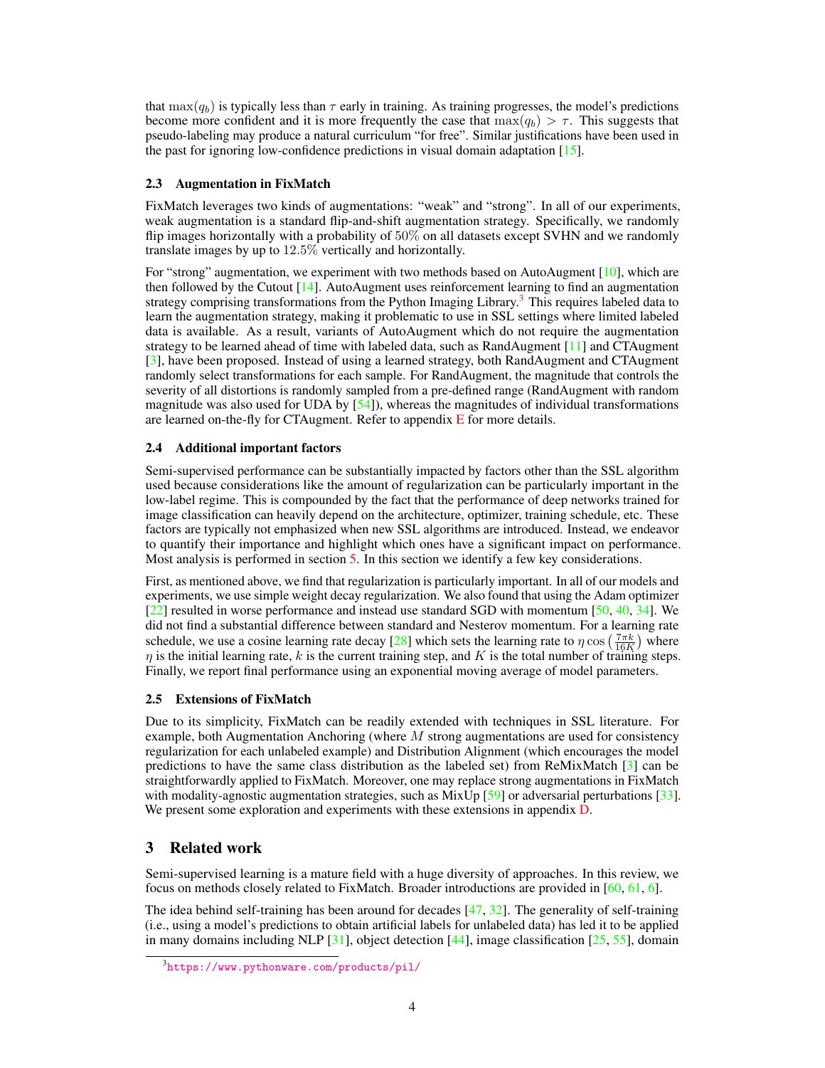that $\max(q_b)$ is typically less than $\tau$ early in training. As training progresses, the model's predictions become more confident and it is more frequently the case that $\max(q_b) > \tau$. This suggests that pseudo-labeling may produce a natural curriculum "for free". Similar justifications have been used in the past for ignoring low-confidence predictions in visual domain adaptation [15].

### 2.3 Augmentation in FixMatch

FixMatch leverages two kinds of augmentations: "weak" and "strong". In all of our experiments, weak augmentation is a standard flip-and-shift augmentation strategy. Specifically, we randomly flip images horizontally with a probability of $50\%$ on all datasets except SVHN and we randomly translate images by up to $12.5\%$ vertically and horizontally.

For "strong" augmentation, we experiment with two methods based on AutoAugment [10], which are then followed by the Cutout [14]. AutoAugment uses reinforcement learning to find an augmentation strategy comprising transformations from the Python Imaging Library.[3] This requires labeled data to learn the augmentation strategy, making it problematic to use in SSL settings where limited labeled data is available. As a result, variants of AutoAugment which do not require the augmentation strategy to be learned ahead of time with labeled data, such as RandAugment [11] and CTAugment [3], have been proposed. Instead of using a learned strategy, both RandAugment and CTAugment randomly select transformations for each sample. For RandAugment, the magnitude that controls the severity of all distortions is randomly sampled from a pre-defined range (RandAugment with random magnitude was also used for UDA by [54]), whereas the magnitudes of individual transformations are learned on-the-fly for CTAugment. Refer to appendix E for more details.

### 2.4 Additional important factors

Semi-supervised performance can be substantially impacted by factors other than the SSL algorithm used because considerations like the amount of regularization can be particularly important in the low-label regime. This is compounded by the fact that the performance of deep networks trained for image classification can heavily depend on the architecture, optimizer, training schedule, etc. These factors are typically not emphasized when new SSL algorithms are introduced. Instead, we endeavor to quantify their importance and highlight which ones have a significant impact on performance. Most analysis is performed in section 5. In this section we identify a few key considerations.

First, as mentioned above, we find that regularization is particularly important. In all of our models and experiments, we use simple weight decay regularization. We also found that using the Adam optimizer [22] resulted in worse performance and instead use standard SGD with momentum [50, 40, 34]. We did not find a substantial difference between standard and Nesterov momentum. For a learning rate schedule, we use a cosine learning rate decay [28] which sets the learning rate to $\eta \cos\left(\frac{7\pi k}{16K}\right)$ where $\eta$ is the initial learning rate, $k$ is the current training step, and $K$ is the total number of training steps. Finally, we report final performance using an exponential moving average of model parameters.

### 2.5 Extensions of FixMatch

Due to its simplicity, FixMatch can be readily extended with techniques in SSL literature. For example, both Augmentation Anchoring (where $M$ strong augmentations are used for consistency regularization for each unlabeled example) and Distribution Alignment (which encourages the model predictions to have the same class distribution as the labeled set) from ReMixMatch [3] can be straightforwardly applied to FixMatch. Moreover, one may replace strong augmentations in FixMatch with modality-agnostic augmentation strategies, such as MixUp [59] or adversarial perturbations [33]. We present some exploration and experiments with these extensions in appendix D.

## 3 Related work

Semi-supervised learning is a mature field with a huge diversity of approaches. In this review, we focus on methods closely related to FixMatch. Broader introductions are provided in [60, 61, 6].

The idea behind self-training has been around for decades [47, 32]. The generality of self-training (i.e., using a model's predictions to obtain artificial labels for unlabeled data) has led it to be applied in many domains including NLP [31], object detection [44], image classification [25, 55], domain

[3] https://www.pythonware.com/products/pil/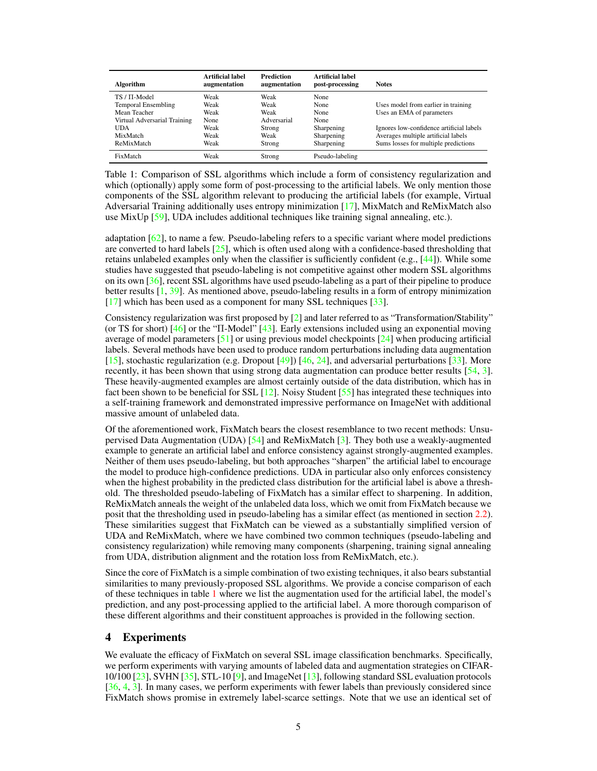| Algorithm | Artificial label augmentation | Prediction augmentation | Artificial label post-processing | Notes |
|---|---|---|---|---|
| TS / Π-Model | Weak | Weak | None | |
| Temporal Ensembling | Weak | Weak | None | Uses model from earlier in training |
| Mean Teacher | Weak | Weak | None | Uses an EMA of parameters |
| Virtual Adversarial Training | None | Adversarial | None | |
| UDA | Weak | Strong | Sharpening | Ignores low-confidence artificial labels |
| MixMatch | Weak | Weak | Sharpening | Averages multiple artificial labels |
| ReMixMatch | Weak | Strong | Sharpening | Sums losses for multiple predictions |
| FixMatch | Weak | Strong | Pseudo-labeling | |

Table 1: Comparison of SSL algorithms which include a form of consistency regularization and which (optionally) apply some form of post-processing to the artificial labels. We only mention those components of the SSL algorithm relevant to producing the artificial labels (for example, Virtual Adversarial Training additionally uses entropy minimization [17], MixMatch and ReMixMatch also use MixUp [59], UDA includes additional techniques like training signal annealing, etc.).

adaptation [62], to name a few. Pseudo-labeling refers to a specific variant where model predictions are converted to hard labels [25], which is often used along with a confidence-based thresholding that retains unlabeled examples only when the classifier is sufficiently confident (e.g., [44]). While some studies have suggested that pseudo-labeling is not competitive against other modern SSL algorithms on its own [36], recent SSL algorithms have used pseudo-labeling as a part of their pipeline to produce better results [1, 39]. As mentioned above, pseudo-labeling results in a form of entropy minimization [17] which has been used as a component for many SSL techniques [33].

Consistency regularization was first proposed by [2] and later referred to as "Transformation/Stability" (or TS for short) [46] or the "Π-Model" [43]. Early extensions included using an exponential moving average of model parameters [51] or using previous model checkpoints [24] when producing artificial labels. Several methods have been used to produce random perturbations including data augmentation [15], stochastic regularization (e.g. Dropout [49]) [46, 24], and adversarial perturbations [33]. More recently, it has been shown that using strong data augmentation can produce better results [54, 3]. These heavily-augmented examples are almost certainly outside of the data distribution, which has in fact been shown to be beneficial for SSL [12]. Noisy Student [55] has integrated these techniques into a self-training framework and demonstrated impressive performance on ImageNet with additional massive amount of unlabeled data.

Of the aforementioned work, FixMatch bears the closest resemblance to two recent methods: Unsupervised Data Augmentation (UDA) [54] and ReMixMatch [3]. They both use a weakly-augmented example to generate an artificial label and enforce consistency against strongly-augmented examples. Neither of them uses pseudo-labeling, but both approaches "sharpen" the artificial label to encourage the model to produce high-confidence predictions. UDA in particular also only enforces consistency when the highest probability in the predicted class distribution for the artificial label is above a threshold. The thresholded pseudo-labeling of FixMatch has a similar effect to sharpening. In addition, ReMixMatch anneals the weight of the unlabeled data loss, which we omit from FixMatch because we posit that the thresholding used in pseudo-labeling has a similar effect (as mentioned in section 2.2). These similarities suggest that FixMatch can be viewed as a substantially simplified version of UDA and ReMixMatch, where we have combined two common techniques (pseudo-labeling and consistency regularization) while removing many components (sharpening, training signal annealing from UDA, distribution alignment and the rotation loss from ReMixMatch, etc.).

Since the core of FixMatch is a simple combination of two existing techniques, it also bears substantial similarities to many previously-proposed SSL algorithms. We provide a concise comparison of each of these techniques in table 1 where we list the augmentation used for the artificial label, the model's prediction, and any post-processing applied to the artificial label. A more thorough comparison of these different algorithms and their constituent approaches is provided in the following section.

# 4 Experiments

We evaluate the efficacy of FixMatch on several SSL image classification benchmarks. Specifically, we perform experiments with varying amounts of labeled data and augmentation strategies on CIFAR-10/100 [23], SVHN [35], STL-10 [9], and ImageNet [13], following standard SSL evaluation protocols [36, 4, 3]. In many cases, we perform experiments with fewer labels than previously considered since FixMatch shows promise in extremely label-scarce settings. Note that we use an identical set of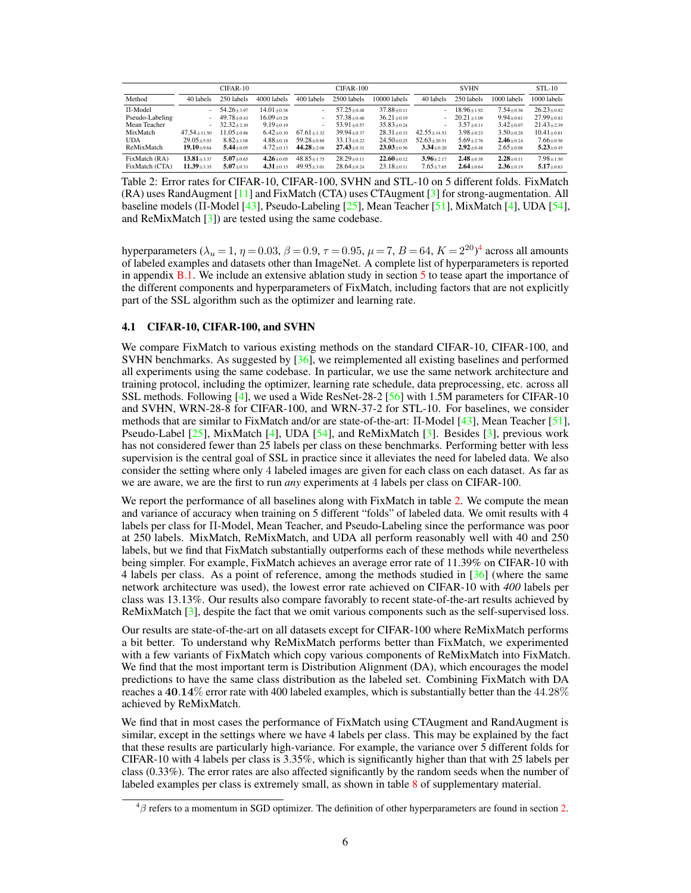| | CIFAR-10 | | | CIFAR-100 | | | SVHN | | | STL-10 |
|---|---|---|---|---|---|---|---|---|---|---|
| Method | 40 labels | 250 labels | 4000 labels | 400 labels | 2500 labels | 10000 labels | 40 labels | 250 labels | 1000 labels | 1000 labels |
| Π-Model | - | 54.26±3.97 | 14.01±0.38 | - | 57.25±0.48 | 37.88±0.11 | - | 18.96±1.92 | 7.54±0.36 | 26.23±0.82 |
| Pseudo-Labeling | - | 49.78±0.43 | 16.09±0.28 | - | 57.38±0.46 | 36.21±0.19 | - | 20.21±1.09 | 9.94±0.61 | 27.99±0.83 |
| Mean Teacher | - | 32.32±2.30 | 9.19±0.19 | - | 53.91±0.57 | 35.83±0.24 | - | 3.57±0.11 | 3.42±0.07 | 21.43±2.39 |
| MixMatch | 47.54±11.50 | 11.05±0.86 | 6.42±0.10 | 67.61±1.32 | 39.94±0.37 | 28.31±0.33 | 42.55±14.53 | 3.98±0.23 | 3.50±0.28 | 10.41±0.61 |
| UDA | 29.05±5.93 | 8.82±1.08 | 4.88±0.18 | 59.28±0.88 | 33.13±0.22 | 24.50±0.25 | 52.63±20.51 | 5.69±2.76 | **2.46**±0.24 | 7.66±0.56 |
| ReMixMatch | **19.10**±9.64 | **5.44**±0.05 | 4.72±0.13 | **44.28**±2.06 | **27.43**±0.31 | **23.03**±0.56 | **3.34**±0.20 | **2.92**±0.48 | 2.65±0.08 | **5.23**±0.45 |
| FixMatch (RA) | **13.81**±3.37 | **5.07**±0.65 | **4.26**±0.05 | 48.85±1.75 | 28.29±0.11 | **22.60**±0.12 | **3.96**±2.17 | **2.48**±0.38 | **2.28**±0.11 | 7.98±1.50 |
| FixMatch (CTA) | **11.39**±3.35 | **5.07**±0.33 | **4.31**±0.15 | 49.95±3.01 | 28.64±0.24 | 23.18±0.11 | 7.65±7.65 | **2.64**±0.64 | **2.36**±0.19 | **5.17**±0.63 |

Table 2: Error rates for CIFAR-10, CIFAR-100, SVHN and STL-10 on 5 different folds. FixMatch (RA) uses RandAugment [11] and FixMatch (CTA) uses CTAugment [3] for strong-augmentation. All baseline models (Π-Model [43], Pseudo-Labeling [25], Mean Teacher [51], MixMatch [4], UDA [54], and ReMixMatch [3]) are tested using the same codebase.

hyperparameters ($\lambda_u = 1$, $\eta = 0.03$, $\beta = 0.9$, $\tau = 0.95$, $\mu = 7$, $B = 64$, $K = 2^{20}$)[4] across all amounts of labeled examples and datasets other than ImageNet. A complete list of hyperparameters is reported in appendix B.1. We include an extensive ablation study in section 5 to tease apart the importance of the different components and hyperparameters of FixMatch, including factors that are not explicitly part of the SSL algorithm such as the optimizer and learning rate.

### 4.1 CIFAR-10, CIFAR-100, and SVHN

We compare FixMatch to various existing methods on the standard CIFAR-10, CIFAR-100, and SVHN benchmarks. As suggested by [36], we reimplemented all existing baselines and performed all experiments using the same codebase. In particular, we use the same network architecture and training protocol, including the optimizer, learning rate schedule, data preprocessing, etc. across all SSL methods. Following [4], we used a Wide ResNet-28-2 [56] with 1.5M parameters for CIFAR-10 and SVHN, WRN-28-8 for CIFAR-100, and WRN-37-2 for STL-10. For baselines, we consider methods that are similar to FixMatch and/or are state-of-the-art: Π-Model [43], Mean Teacher [51], Pseudo-Label [25], MixMatch [4], UDA [54], and ReMixMatch [3]. Besides [3], previous work has not considered fewer than 25 labels per class on these benchmarks. Performing better with less supervision is the central goal of SSL in practice since it alleviates the need for labeled data. We also consider the setting where only 4 labeled images are given for each class on each dataset. As far as we are aware, we are the first to run *any* experiments at 4 labels per class on CIFAR-100.

We report the performance of all baselines along with FixMatch in table 2. We compute the mean and variance of accuracy when training on 5 different "folds" of labeled data. We omit results with 4 labels per class for Π-Model, Mean Teacher, and Pseudo-Labeling since the performance was poor at 250 labels. MixMatch, ReMixMatch, and UDA all perform reasonably well with 40 and 250 labels, but we find that FixMatch substantially outperforms each of these methods while nevertheless being simpler. For example, FixMatch achieves an average error rate of 11.39% on CIFAR-10 with 4 labels per class. As a point of reference, among the methods studied in [36] (where the same network architecture was used), the lowest error rate achieved on CIFAR-10 with *400* labels per class was 13.13%. Our results also compare favorably to recent state-of-the-art results achieved by ReMixMatch [3], despite the fact that we omit various components such as the self-supervised loss.

Our results are state-of-the-art on all datasets except for CIFAR-100 where ReMixMatch performs a bit better. To understand why ReMixMatch performs better than FixMatch, we experimented with a few variants of FixMatch which copy various components of ReMixMatch into FixMatch. We find that the most important term is Distribution Alignment (DA), which encourages the model predictions to have the same class distribution as the labeled set. Combining FixMatch with DA reaches a **40.14**% error rate with 400 labeled examples, which is substantially better than the 44.28% achieved by ReMixMatch.

We find that in most cases the performance of FixMatch using CTAugment and RandAugment is similar, except in the settings where we have 4 labels per class. This may be explained by the fact that these results are particularly high-variance. For example, the variance over 5 different folds for CIFAR-10 with 4 labels per class is 3.35%, which is significantly higher than that with 25 labels per class (0.33%). The error rates are also affected significantly by the random seeds when the number of labeled examples per class is extremely small, as shown in table 8 of supplementary material.

[4] $\beta$ refers to a momentum in SGD optimizer. The definition of other hyperparameters are found in section 2.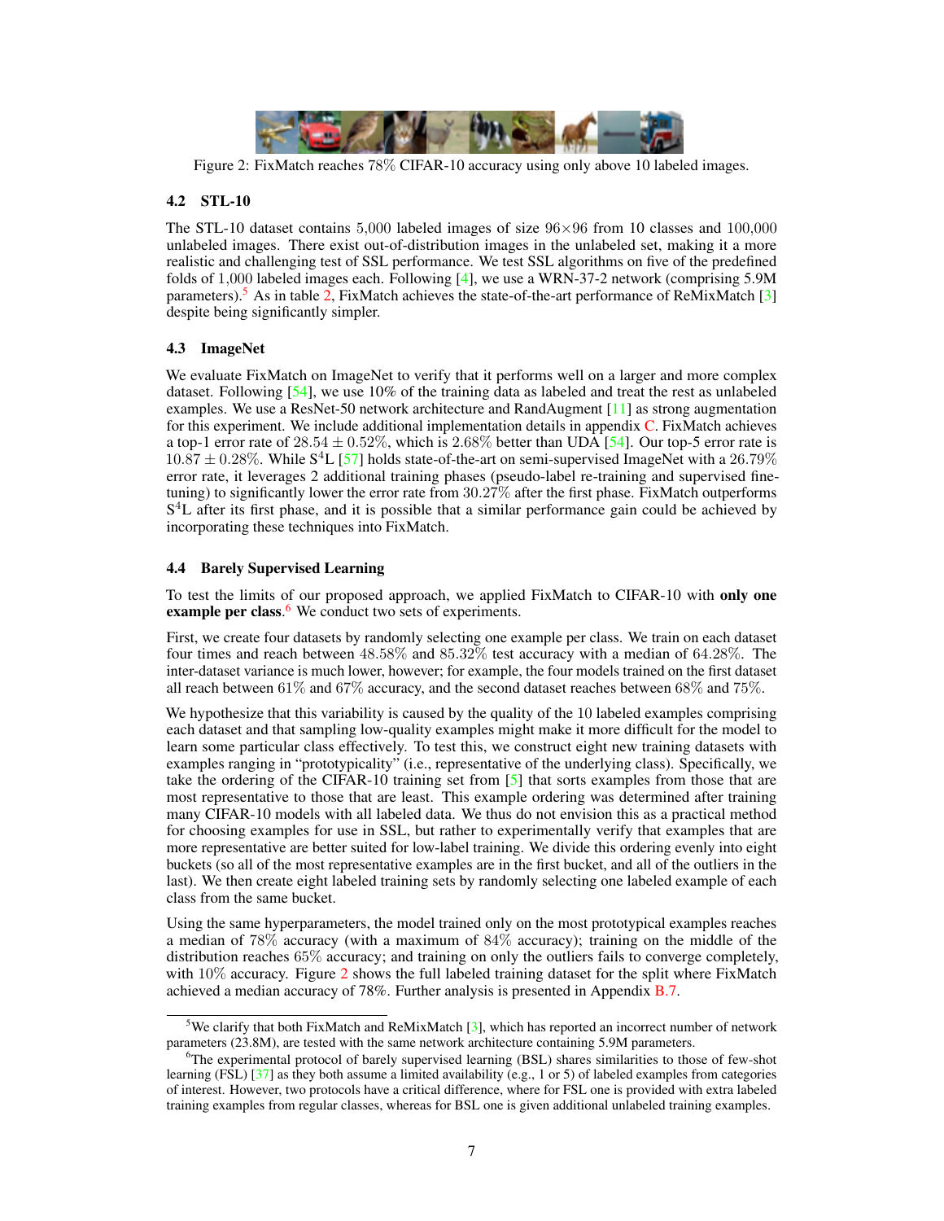Figure 2: FixMatch reaches 78% CIFAR-10 accuracy using only above 10 labeled images.

### 4.2 STL-10

The STL-10 dataset contains 5,000 labeled images of size 96×96 from 10 classes and 100,000 unlabeled images. There exist out-of-distribution images in the unlabeled set, making it a more realistic and challenging test of SSL performance. We test SSL algorithms on five of the predefined folds of 1,000 labeled images each. Following [4], we use a WRN-37-2 network (comprising 5.9M parameters).[5] As in table 2, FixMatch achieves the state-of-the-art performance of ReMixMatch [3] despite being significantly simpler.

### 4.3 ImageNet

We evaluate FixMatch on ImageNet to verify that it performs well on a larger and more complex dataset. Following [54], we use 10% of the training data as labeled and treat the rest as unlabeled examples. We use a ResNet-50 network architecture and RandAugment [11] as strong augmentation for this experiment. We include additional implementation details in appendix C. FixMatch achieves a top-1 error rate of $28.54 \pm 0.52\%$, which is 2.68% better than UDA [54]. Our top-5 error rate is $10.87 \pm 0.28\%$. While $S^4L$ [57] holds state-of-the-art on semi-supervised ImageNet with a 26.79% error rate, it leverages 2 additional training phases (pseudo-label re-training and supervised fine-tuning) to significantly lower the error rate from 30.27% after the first phase. FixMatch outperforms $S^4L$ after its first phase, and it is possible that a similar performance gain could be achieved by incorporating these techniques into FixMatch.

### 4.4 Barely Supervised Learning

To test the limits of our proposed approach, we applied FixMatch to CIFAR-10 with **only one example per class**.[6] We conduct two sets of experiments.

First, we create four datasets by randomly selecting one example per class. We train on each dataset four times and reach between 48.58% and 85.32% test accuracy with a median of 64.28%. The inter-dataset variance is much lower, however; for example, the four models trained on the first dataset all reach between 61% and 67% accuracy, and the second dataset reaches between 68% and 75%.

We hypothesize that this variability is caused by the quality of the 10 labeled examples comprising each dataset and that sampling low-quality examples might make it more difficult for the model to learn some particular class effectively. To test this, we construct eight new training datasets with examples ranging in "prototypicality" (i.e., representative of the underlying class). Specifically, we take the ordering of the CIFAR-10 training set from [5] that sorts examples from those that are most representative to those that are least. This example ordering was determined after training many CIFAR-10 models with all labeled data. We thus do not envision this as a practical method for choosing examples for use in SSL, but rather to experimentally verify that examples that are more representative are better suited for low-label training. We divide this ordering evenly into eight buckets (so all of the most representative examples are in the first bucket, and all of the outliers in the last). We then create eight labeled training sets by randomly selecting one labeled example of each class from the same bucket.

Using the same hyperparameters, the model trained only on the most prototypical examples reaches a median of 78% accuracy (with a maximum of 84% accuracy); training on the middle of the distribution reaches 65% accuracy; and training on only the outliers fails to converge completely, with 10% accuracy. Figure 2 shows the full labeled training dataset for the split where FixMatch achieved a median accuracy of 78%. Further analysis is presented in Appendix B.7.

---

[5] We clarify that both FixMatch and ReMixMatch [3], which has reported an incorrect number of network parameters (23.8M), are tested with the same network architecture containing 5.9M parameters.

[6] The experimental protocol of barely supervised learning (BSL) shares similarities to those of few-shot learning (FSL) [37] as they both assume a limited availability (e.g., 1 or 5) of labeled examples from categories of interest. However, two protocols have a critical difference, where for FSL one is provided with extra labeled training examples from regular classes, whereas for BSL one is given additional unlabeled training examples.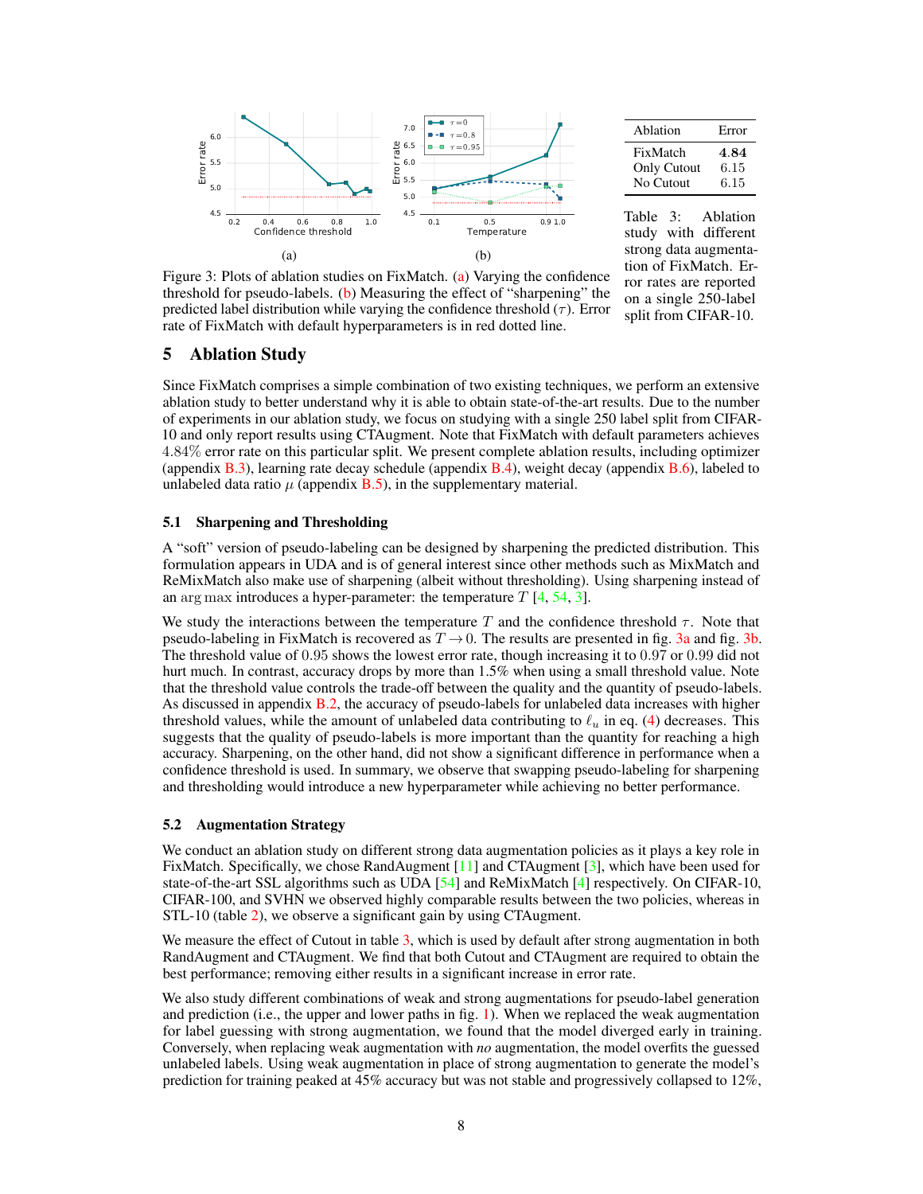Figure 3: Plots of ablation studies on FixMatch. (a) Varying the confidence threshold for pseudo-labels. (b) Measuring the effect of "sharpening" the predicted label distribution while varying the confidence threshold ($\tau$). Error rate of FixMatch with default hyperparameters is in red dotted line.

| Ablation | Error |
|---|---|
| FixMatch | **4.84** |
| Only Cutout | 6.15 |
| No Cutout | 6.15 |

Table 3: Ablation study with different strong data augmentation of FixMatch. Error rates are reported on a single 250-label split from CIFAR-10.

## 5 Ablation Study

Since FixMatch comprises a simple combination of two existing techniques, we perform an extensive ablation study to better understand why it is able to obtain state-of-the-art results. Due to the number of experiments in our ablation study, we focus on studying with a single 250 label split from CIFAR-10 and only report results using CTAugment. Note that FixMatch with default parameters achieves $4.84\%$ error rate on this particular split. We present complete ablation results, including optimizer (appendix B.3), learning rate decay schedule (appendix B.4), weight decay (appendix B.6), labeled to unlabeled data ratio $\mu$ (appendix B.5), in the supplementary material.

### 5.1 Sharpening and Thresholding

A "soft" version of pseudo-labeling can be designed by sharpening the predicted distribution. This formulation appears in UDA and is of general interest since other methods such as MixMatch and ReMixMatch also make use of sharpening (albeit without thresholding). Using sharpening instead of an $\arg\max$ introduces a hyper-parameter: the temperature $T$ [4, 54, 3].

We study the interactions between the temperature $T$ and the confidence threshold $\tau$. Note that pseudo-labeling in FixMatch is recovered as $T \to 0$. The results are presented in fig. 3a and fig. 3b. The threshold value of $0.95$ shows the lowest error rate, though increasing it to $0.97$ or $0.99$ did not hurt much. In contrast, accuracy drops by more than $1.5\%$ when using a small threshold value. Note that the threshold value controls the trade-off between the quality and the quantity of pseudo-labels. As discussed in appendix B.2, the accuracy of pseudo-labels for unlabeled data increases with higher threshold values, while the amount of unlabeled data contributing to $\ell_u$ in eq. (4) decreases. This suggests that the quality of pseudo-labels is more important than the quantity for reaching a high accuracy. Sharpening, on the other hand, did not show a significant difference in performance when a confidence threshold is used. In summary, we observe that swapping pseudo-labeling for sharpening and thresholding would introduce a new hyperparameter while achieving no better performance.

### 5.2 Augmentation Strategy

We conduct an ablation study on different strong data augmentation policies as it plays a key role in FixMatch. Specifically, we chose RandAugment [11] and CTAugment [3], which have been used for state-of-the-art SSL algorithms such as UDA [54] and ReMixMatch [4] respectively. On CIFAR-10, CIFAR-100, and SVHN we observed highly comparable results between the two policies, whereas in STL-10 (table 2), we observe a significant gain by using CTAugment.

We measure the effect of Cutout in table 3, which is used by default after strong augmentation in both RandAugment and CTAugment. We find that both Cutout and CTAugment are required to obtain the best performance; removing either results in a significant increase in error rate.

We also study different combinations of weak and strong augmentations for pseudo-label generation and prediction (i.e., the upper and lower paths in fig. 1). When we replaced the weak augmentation for label guessing with strong augmentation, we found that the model diverged early in training. Conversely, when replacing weak augmentation with *no* augmentation, the model overfits the guessed unlabeled labels. Using weak augmentation in place of strong augmentation to generate the model's prediction for training peaked at 45% accuracy but was not stable and progressively collapsed to 12%,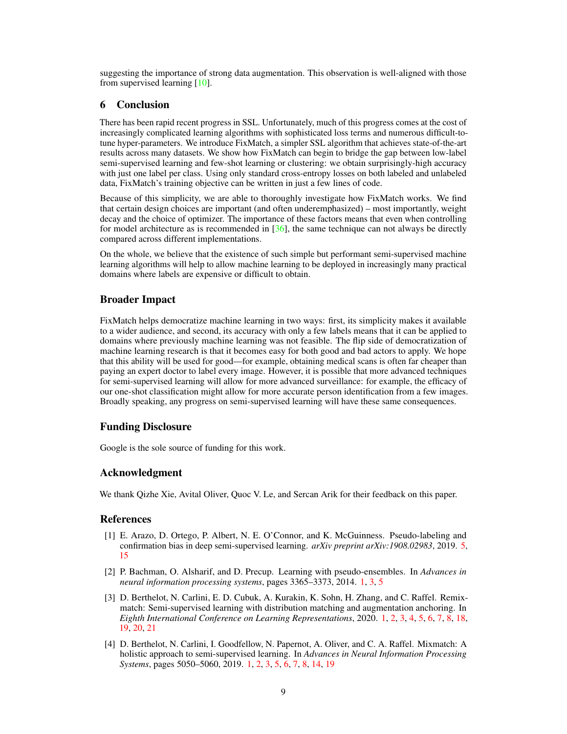suggesting the importance of strong data augmentation. This observation is well-aligned with those from supervised learning [10].

## 6 Conclusion

There has been rapid recent progress in SSL. Unfortunately, much of this progress comes at the cost of increasingly complicated learning algorithms with sophisticated loss terms and numerous difficult-to-tune hyper-parameters. We introduce FixMatch, a simpler SSL algorithm that achieves state-of-the-art results across many datasets. We show how FixMatch can begin to bridge the gap between low-label semi-supervised learning and few-shot learning or clustering: we obtain surprisingly-high accuracy with just one label per class. Using only standard cross-entropy losses on both labeled and unlabeled data, FixMatch's training objective can be written in just a few lines of code.

Because of this simplicity, we are able to thoroughly investigate how FixMatch works. We find that certain design choices are important (and often underemphasized) – most importantly, weight decay and the choice of optimizer. The importance of these factors means that even when controlling for model architecture as is recommended in [36], the same technique can not always be directly compared across different implementations.

On the whole, we believe that the existence of such simple but performant semi-supervised machine learning algorithms will help to allow machine learning to be deployed in increasingly many practical domains where labels are expensive or difficult to obtain.

## Broader Impact

FixMatch helps democratize machine learning in two ways: first, its simplicity makes it available to a wider audience, and second, its accuracy with only a few labels means that it can be applied to domains where previously machine learning was not feasible. The flip side of democratization of machine learning research is that it becomes easy for both good and bad actors to apply. We hope that this ability will be used for good—for example, obtaining medical scans is often far cheaper than paying an expert doctor to label every image. However, it is possible that more advanced techniques for semi-supervised learning will allow for more advanced surveillance: for example, the efficacy of our one-shot classification might allow for more accurate person identification from a few images. Broadly speaking, any progress on semi-supervised learning will have these same consequences.

## Funding Disclosure

Google is the sole source of funding for this work.

## Acknowledgment

We thank Qizhe Xie, Avital Oliver, Quoc V. Le, and Sercan Arik for their feedback on this paper.

## References

[1] E. Arazo, D. Ortego, P. Albert, N. E. O'Connor, and K. McGuinness. Pseudo-labeling and confirmation bias in deep semi-supervised learning. *arXiv preprint arXiv:1908.02983*, 2019. 5, 15

[2] P. Bachman, O. Alsharif, and D. Precup. Learning with pseudo-ensembles. In *Advances in neural information processing systems*, pages 3365–3373, 2014. 1, 3, 5

[3] D. Berthelot, N. Carlini, E. D. Cubuk, A. Kurakin, K. Sohn, H. Zhang, and C. Raffel. Remixmatch: Semi-supervised learning with distribution matching and augmentation anchoring. In *Eighth International Conference on Learning Representations*, 2020. 1, 2, 3, 4, 5, 6, 7, 8, 18, 19, 20, 21

[4] D. Berthelot, N. Carlini, I. Goodfellow, N. Papernot, A. Oliver, and C. A. Raffel. Mixmatch: A holistic approach to semi-supervised learning. In *Advances in Neural Information Processing Systems*, pages 5050–5060, 2019. 1, 2, 3, 5, 6, 7, 8, 14, 19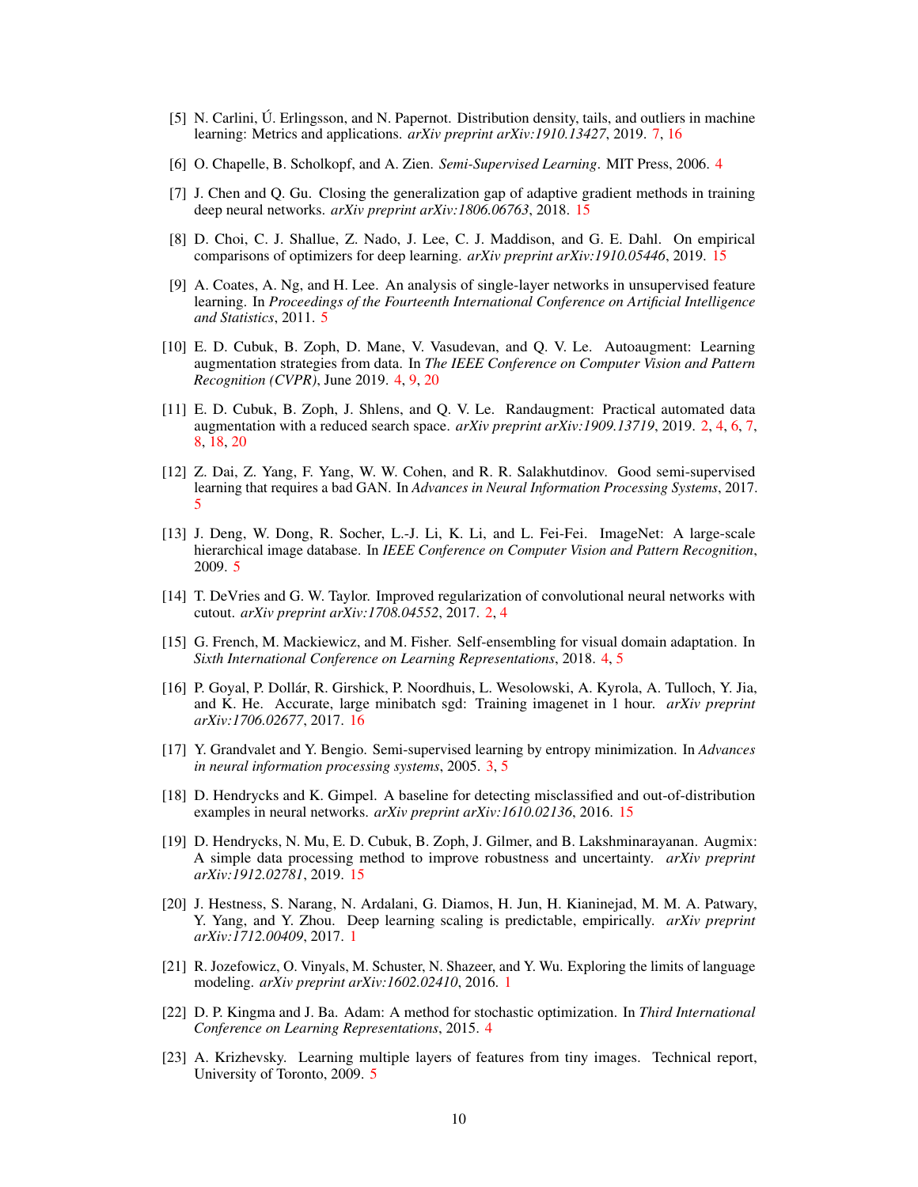[5] N. Carlini, Ú. Erlingsson, and N. Papernot. Distribution density, tails, and outliers in machine learning: Metrics and applications. *arXiv preprint arXiv:1910.13427*, 2019. 7, 16

[6] O. Chapelle, B. Scholkopf, and A. Zien. *Semi-Supervised Learning*. MIT Press, 2006. 4

[7] J. Chen and Q. Gu. Closing the generalization gap of adaptive gradient methods in training deep neural networks. *arXiv preprint arXiv:1806.06763*, 2018. 15

[8] D. Choi, C. J. Shallue, Z. Nado, J. Lee, C. J. Maddison, and G. E. Dahl. On empirical comparisons of optimizers for deep learning. *arXiv preprint arXiv:1910.05446*, 2019. 15

[9] A. Coates, A. Ng, and H. Lee. An analysis of single-layer networks in unsupervised feature learning. In *Proceedings of the Fourteenth International Conference on Artificial Intelligence and Statistics*, 2011. 5

[10] E. D. Cubuk, B. Zoph, D. Mane, V. Vasudevan, and Q. V. Le. Autoaugment: Learning augmentation strategies from data. In *The IEEE Conference on Computer Vision and Pattern Recognition (CVPR)*, June 2019. 4, 9, 20

[11] E. D. Cubuk, B. Zoph, J. Shlens, and Q. V. Le. Randaugment: Practical automated data augmentation with a reduced search space. *arXiv preprint arXiv:1909.13719*, 2019. 2, 4, 6, 7, 8, 18, 20

[12] Z. Dai, Z. Yang, F. Yang, W. W. Cohen, and R. R. Salakhutdinov. Good semi-supervised learning that requires a bad GAN. In *Advances in Neural Information Processing Systems*, 2017. 5

[13] J. Deng, W. Dong, R. Socher, L.-J. Li, K. Li, and L. Fei-Fei. ImageNet: A large-scale hierarchical image database. In *IEEE Conference on Computer Vision and Pattern Recognition*, 2009. 5

[14] T. DeVries and G. W. Taylor. Improved regularization of convolutional neural networks with cutout. *arXiv preprint arXiv:1708.04552*, 2017. 2, 4

[15] G. French, M. Mackiewicz, and M. Fisher. Self-ensembling for visual domain adaptation. In *Sixth International Conference on Learning Representations*, 2018. 4, 5

[16] P. Goyal, P. Dollár, R. Girshick, P. Noordhuis, L. Wesolowski, A. Kyrola, A. Tulloch, Y. Jia, and K. He. Accurate, large minibatch sgd: Training imagenet in 1 hour. *arXiv preprint arXiv:1706.02677*, 2017. 16

[17] Y. Grandvalet and Y. Bengio. Semi-supervised learning by entropy minimization. In *Advances in neural information processing systems*, 2005. 3, 5

[18] D. Hendrycks and K. Gimpel. A baseline for detecting misclassified and out-of-distribution examples in neural networks. *arXiv preprint arXiv:1610.02136*, 2016. 15

[19] D. Hendrycks, N. Mu, E. D. Cubuk, B. Zoph, J. Gilmer, and B. Lakshminarayanan. Augmix: A simple data processing method to improve robustness and uncertainty. *arXiv preprint arXiv:1912.02781*, 2019. 15

[20] J. Hestness, S. Narang, N. Ardalani, G. Diamos, H. Jun, H. Kianinejad, M. M. A. Patwary, Y. Yang, and Y. Zhou. Deep learning scaling is predictable, empirically. *arXiv preprint arXiv:1712.00409*, 2017. 1

[21] R. Jozefowicz, O. Vinyals, M. Schuster, N. Shazeer, and Y. Wu. Exploring the limits of language modeling. *arXiv preprint arXiv:1602.02410*, 2016. 1

[22] D. P. Kingma and J. Ba. Adam: A method for stochastic optimization. In *Third International Conference on Learning Representations*, 2015. 4

[23] A. Krizhevsky. Learning multiple layers of features from tiny images. Technical report, University of Toronto, 2009. 5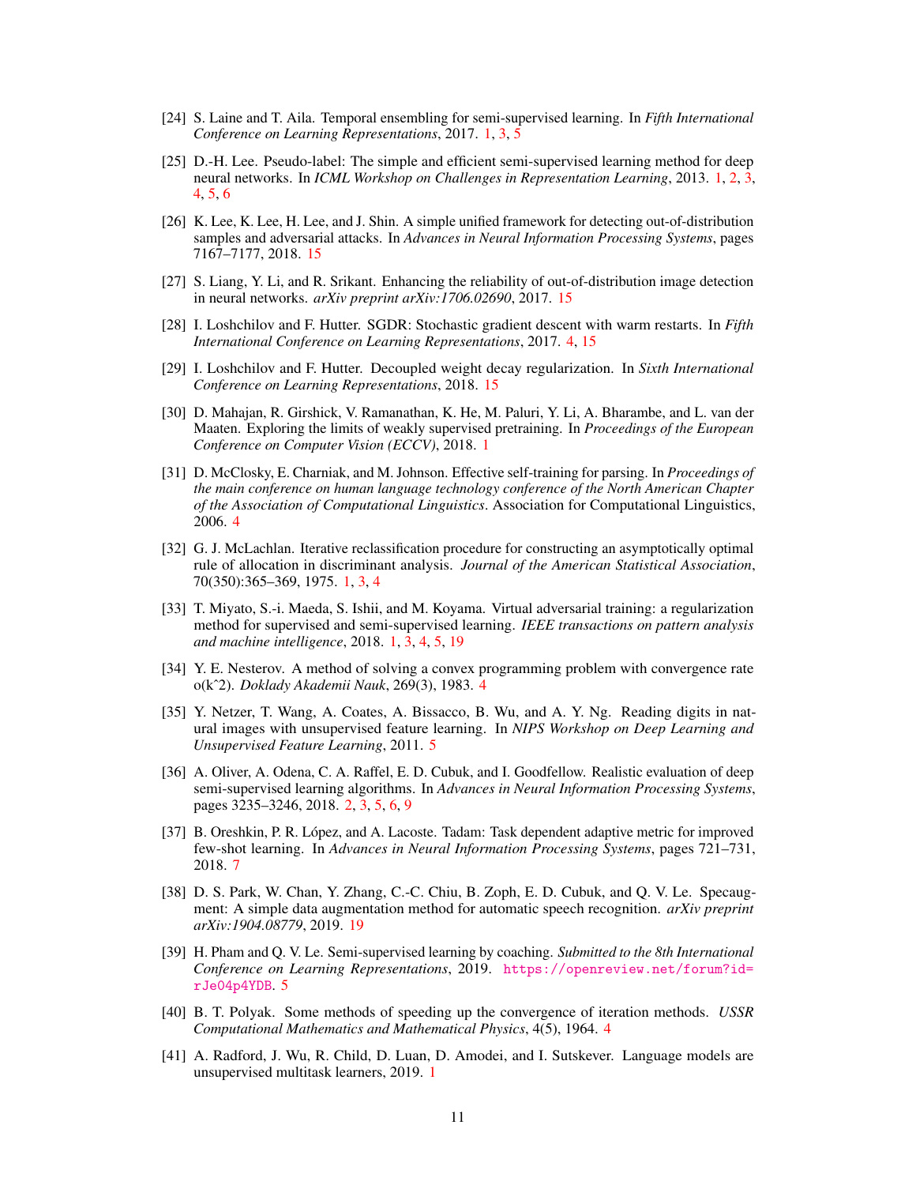[24] S. Laine and T. Aila. Temporal ensembling for semi-supervised learning. In *Fifth International Conference on Learning Representations*, 2017. 1, 3, 5

[25] D.-H. Lee. Pseudo-label: The simple and efficient semi-supervised learning method for deep neural networks. In *ICML Workshop on Challenges in Representation Learning*, 2013. 1, 2, 3, 4, 5, 6

[26] K. Lee, K. Lee, H. Lee, and J. Shin. A simple unified framework for detecting out-of-distribution samples and adversarial attacks. In *Advances in Neural Information Processing Systems*, pages 7167–7177, 2018. 15

[27] S. Liang, Y. Li, and R. Srikant. Enhancing the reliability of out-of-distribution image detection in neural networks. *arXiv preprint arXiv:1706.02690*, 2017. 15

[28] I. Loshchilov and F. Hutter. SGDR: Stochastic gradient descent with warm restarts. In *Fifth International Conference on Learning Representations*, 2017. 4, 15

[29] I. Loshchilov and F. Hutter. Decoupled weight decay regularization. In *Sixth International Conference on Learning Representations*, 2018. 15

[30] D. Mahajan, R. Girshick, V. Ramanathan, K. He, M. Paluri, Y. Li, A. Bharambe, and L. van der Maaten. Exploring the limits of weakly supervised pretraining. In *Proceedings of the European Conference on Computer Vision (ECCV)*, 2018. 1

[31] D. McClosky, E. Charniak, and M. Johnson. Effective self-training for parsing. In *Proceedings of the main conference on human language technology conference of the North American Chapter of the Association of Computational Linguistics*. Association for Computational Linguistics, 2006. 4

[32] G. J. McLachlan. Iterative reclassification procedure for constructing an asymptotically optimal rule of allocation in discriminant analysis. *Journal of the American Statistical Association*, 70(350):365–369, 1975. 1, 3, 4

[33] T. Miyato, S.-i. Maeda, S. Ishii, and M. Koyama. Virtual adversarial training: a regularization method for supervised and semi-supervised learning. *IEEE transactions on pattern analysis and machine intelligence*, 2018. 1, 3, 4, 5, 19

[34] Y. E. Nesterov. A method of solving a convex programming problem with convergence rate o(k^2). *Doklady Akademii Nauk*, 269(3), 1983. 4

[35] Y. Netzer, T. Wang, A. Coates, A. Bissacco, B. Wu, and A. Y. Ng. Reading digits in natural images with unsupervised feature learning. In *NIPS Workshop on Deep Learning and Unsupervised Feature Learning*, 2011. 5

[36] A. Oliver, A. Odena, C. A. Raffel, E. D. Cubuk, and I. Goodfellow. Realistic evaluation of deep semi-supervised learning algorithms. In *Advances in Neural Information Processing Systems*, pages 3235–3246, 2018. 2, 3, 5, 6, 9

[37] B. Oreshkin, P. R. López, and A. Lacoste. Tadam: Task dependent adaptive metric for improved few-shot learning. In *Advances in Neural Information Processing Systems*, pages 721–731, 2018. 7

[38] D. S. Park, W. Chan, Y. Zhang, C.-C. Chiu, B. Zoph, E. D. Cubuk, and Q. V. Le. Specaugment: A simple data augmentation method for automatic speech recognition. *arXiv preprint arXiv:1904.08779*, 2019. 19

[39] H. Pham and Q. V. Le. Semi-supervised learning by coaching. *Submitted to the 8th International Conference on Learning Representations*, 2019. `https://openreview.net/forum?id=rJe04p4YDB`. 5

[40] B. T. Polyak. Some methods of speeding up the convergence of iteration methods. *USSR Computational Mathematics and Mathematical Physics*, 4(5), 1964. 4

[41] A. Radford, J. Wu, R. Child, D. Luan, D. Amodei, and I. Sutskever. Language models are unsupervised multitask learners, 2019. 1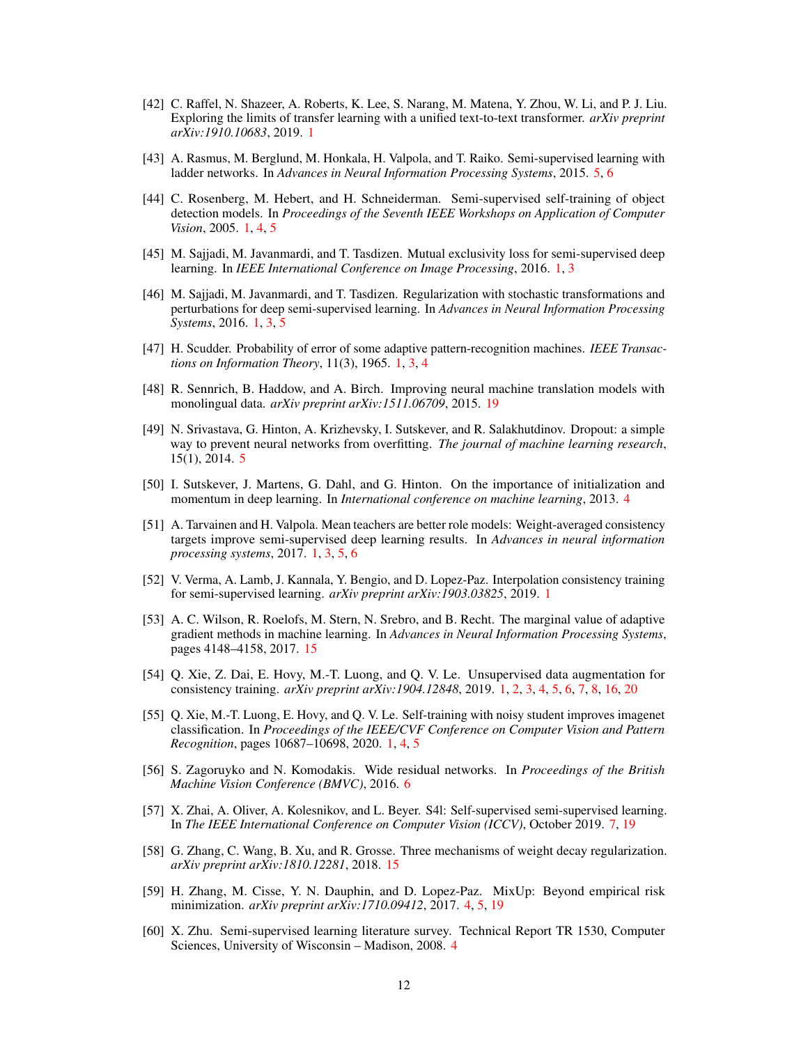[42] C. Raffel, N. Shazeer, A. Roberts, K. Lee, S. Narang, M. Matena, Y. Zhou, W. Li, and P. J. Liu. Exploring the limits of transfer learning with a unified text-to-text transformer. *arXiv preprint arXiv:1910.10683*, 2019. 1

[43] A. Rasmus, M. Berglund, M. Honkala, H. Valpola, and T. Raiko. Semi-supervised learning with ladder networks. In *Advances in Neural Information Processing Systems*, 2015. 5, 6

[44] C. Rosenberg, M. Hebert, and H. Schneiderman. Semi-supervised self-training of object detection models. In *Proceedings of the Seventh IEEE Workshops on Application of Computer Vision*, 2005. 1, 4, 5

[45] M. Sajjadi, M. Javanmardi, and T. Tasdizen. Mutual exclusivity loss for semi-supervised deep learning. In *IEEE International Conference on Image Processing*, 2016. 1, 3

[46] M. Sajjadi, M. Javanmardi, and T. Tasdizen. Regularization with stochastic transformations and perturbations for deep semi-supervised learning. In *Advances in Neural Information Processing Systems*, 2016. 1, 3, 5

[47] H. Scudder. Probability of error of some adaptive pattern-recognition machines. *IEEE Transactions on Information Theory*, 11(3), 1965. 1, 3, 4

[48] R. Sennrich, B. Haddow, and A. Birch. Improving neural machine translation models with monolingual data. *arXiv preprint arXiv:1511.06709*, 2015. 19

[49] N. Srivastava, G. Hinton, A. Krizhevsky, I. Sutskever, and R. Salakhutdinov. Dropout: a simple way to prevent neural networks from overfitting. *The journal of machine learning research*, 15(1), 2014. 5

[50] I. Sutskever, J. Martens, G. Dahl, and G. Hinton. On the importance of initialization and momentum in deep learning. In *International conference on machine learning*, 2013. 4

[51] A. Tarvainen and H. Valpola. Mean teachers are better role models: Weight-averaged consistency targets improve semi-supervised deep learning results. In *Advances in neural information processing systems*, 2017. 1, 3, 5, 6

[52] V. Verma, A. Lamb, J. Kannala, Y. Bengio, and D. Lopez-Paz. Interpolation consistency training for semi-supervised learning. *arXiv preprint arXiv:1903.03825*, 2019. 1

[53] A. C. Wilson, R. Roelofs, M. Stern, N. Srebro, and B. Recht. The marginal value of adaptive gradient methods in machine learning. In *Advances in Neural Information Processing Systems*, pages 4148–4158, 2017. 15

[54] Q. Xie, Z. Dai, E. Hovy, M.-T. Luong, and Q. V. Le. Unsupervised data augmentation for consistency training. *arXiv preprint arXiv:1904.12848*, 2019. 1, 2, 3, 4, 5, 6, 7, 8, 16, 20

[55] Q. Xie, M.-T. Luong, E. Hovy, and Q. V. Le. Self-training with noisy student improves imagenet classification. In *Proceedings of the IEEE/CVF Conference on Computer Vision and Pattern Recognition*, pages 10687–10698, 2020. 1, 4, 5

[56] S. Zagoruyko and N. Komodakis. Wide residual networks. In *Proceedings of the British Machine Vision Conference (BMVC)*, 2016. 6

[57] X. Zhai, A. Oliver, A. Kolesnikov, and L. Beyer. S4l: Self-supervised semi-supervised learning. In *The IEEE International Conference on Computer Vision (ICCV)*, October 2019. 7, 19

[58] G. Zhang, C. Wang, B. Xu, and R. Grosse. Three mechanisms of weight decay regularization. *arXiv preprint arXiv:1810.12281*, 2018. 15

[59] H. Zhang, M. Cisse, Y. N. Dauphin, and D. Lopez-Paz. MixUp: Beyond empirical risk minimization. *arXiv preprint arXiv:1710.09412*, 2017. 4, 5, 19

[60] X. Zhu. Semi-supervised learning literature survey. Technical Report TR 1530, Computer Sciences, University of Wisconsin – Madison, 2008. 4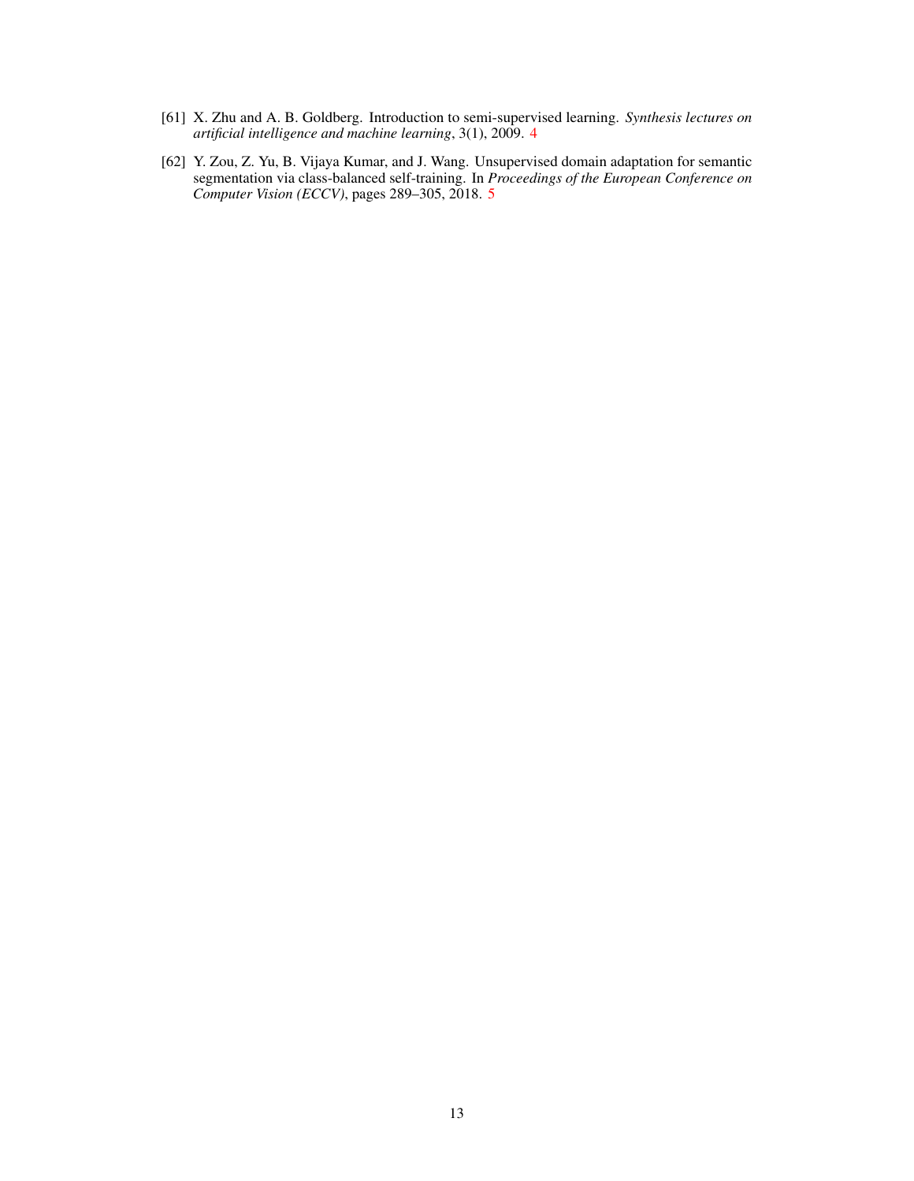[61] X. Zhu and A. B. Goldberg. Introduction to semi-supervised learning. *Synthesis lectures on artificial intelligence and machine learning*, 3(1), 2009. 4

[62] Y. Zou, Z. Yu, B. Vijaya Kumar, and J. Wang. Unsupervised domain adaptation for semantic segmentation via class-balanced self-training. In *Proceedings of the European Conference on Computer Vision (ECCV)*, pages 289–305, 2018. 5